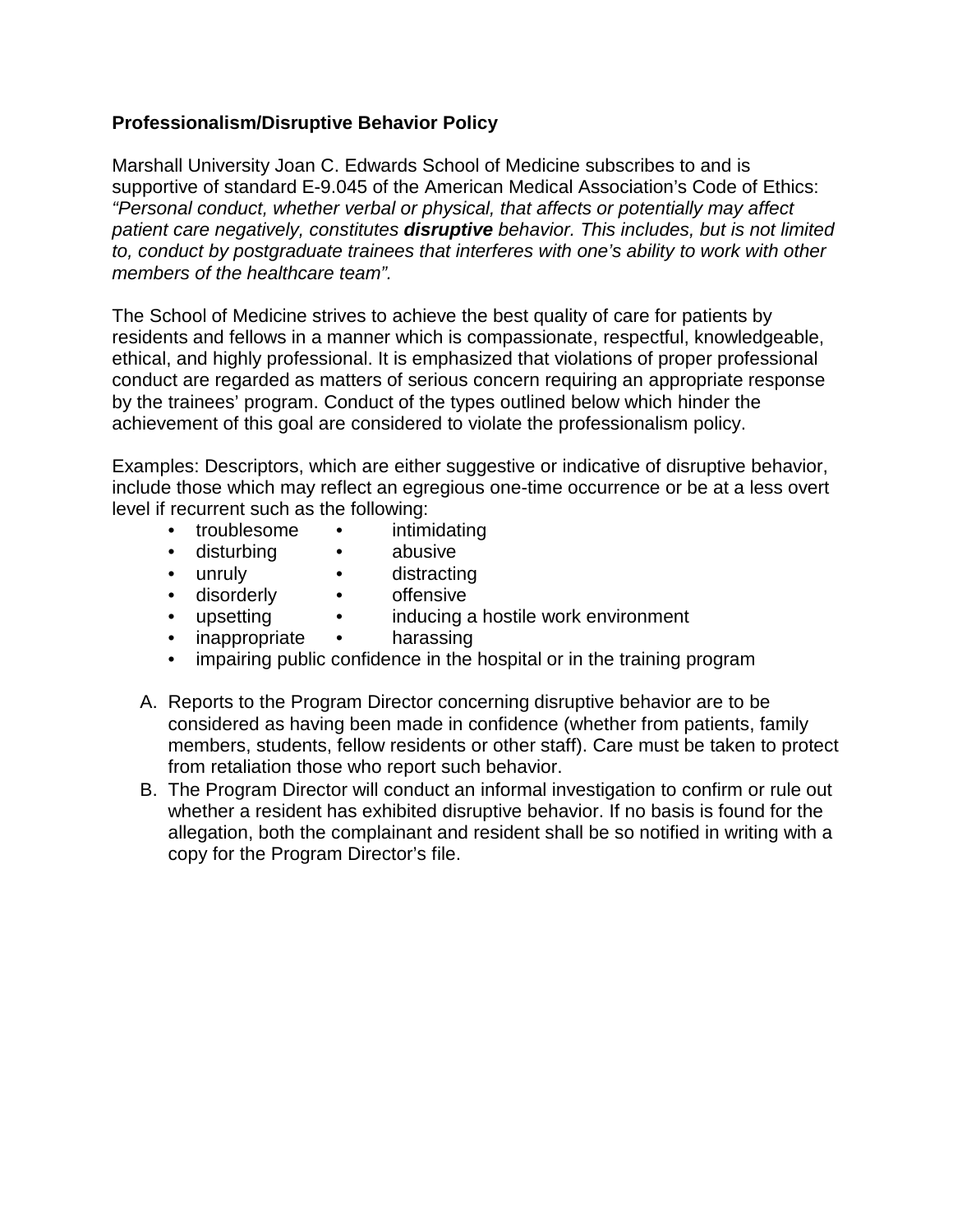**Professionalism/Disruptive Behavior Policy**

Marshall University Joan C. Edwards School of Medicine subscribes to and is supportive of standard E-9.045 of the American Medical Association's Code of Ethics: *"Personal conduct, whether verbal or physical, that affects or potentially may affect patient care negatively, constitutes **disruptive** behavior. This includes, but is not limited to, conduct by postgraduate trainees that interferes with one's ability to work with other members of the healthcare team".*

The School of Medicine strives to achieve the best quality of care for patients by residents and fellows in a manner which is compassionate, respectful, knowledgeable, ethical, and highly professional. It is emphasized that violations of proper professional conduct are regarded as matters of serious concern requiring an appropriate response by the trainees' program. Conduct of the types outlined below which hinder the achievement of this goal are considered to violate the professionalism policy.

Examples: Descriptors, which are either suggestive or indicative of disruptive behavior, include those which may reflect an egregious one-time occurrence or be at a less overt level if recurrent such as the following:

- troublesome
- intimidating
- disturbing
- abusive
- unruly
- distracting
- disorderly
- offensive
- upsetting
- inducing a hostile work environment
- inappropriate
- harassing
- impairing public confidence in the hospital or in the training program

A. Reports to the Program Director concerning disruptive behavior are to be considered as having been made in confidence (whether from patients, family members, students, fellow residents or other staff). Care must be taken to protect from retaliation those who report such behavior.

B. The Program Director will conduct an informal investigation to confirm or rule out whether a resident has exhibited disruptive behavior. If no basis is found for the allegation, both the complainant and resident shall be so notified in writing with a copy for the Program Director's file.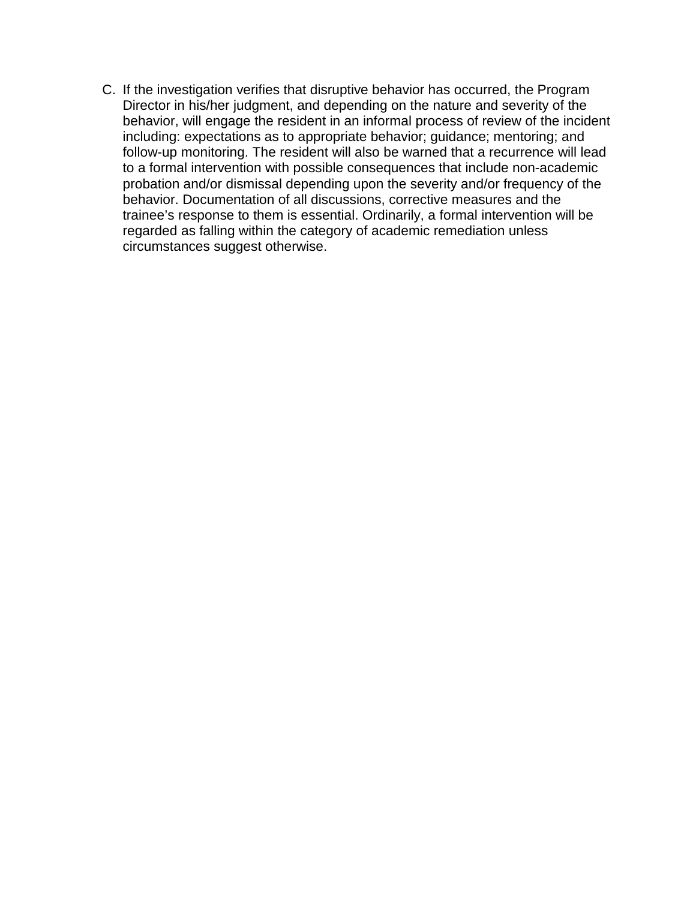C. If the investigation verifies that disruptive behavior has occurred, the Program Director in his/her judgment, and depending on the nature and severity of the behavior, will engage the resident in an informal process of review of the incident including: expectations as to appropriate behavior; guidance; mentoring; and follow-up monitoring. The resident will also be warned that a recurrence will lead to a formal intervention with possible consequences that include non-academic probation and/or dismissal depending upon the severity and/or frequency of the behavior. Documentation of all discussions, corrective measures and the trainee's response to them is essential. Ordinarily, a formal intervention will be regarded as falling within the category of academic remediation unless circumstances suggest otherwise.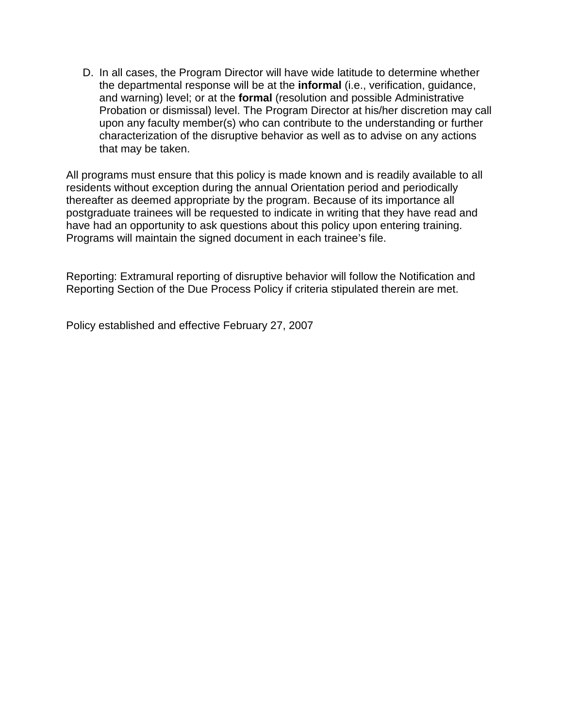D. In all cases, the Program Director will have wide latitude to determine whether the departmental response will be at the **informal** (i.e., verification, guidance, and warning) level; or at the **formal** (resolution and possible Administrative Probation or dismissal) level. The Program Director at his/her discretion may call upon any faculty member(s) who can contribute to the understanding or further characterization of the disruptive behavior as well as to advise on any actions that may be taken.

All programs must ensure that this policy is made known and is readily available to all residents without exception during the annual Orientation period and periodically thereafter as deemed appropriate by the program. Because of its importance all postgraduate trainees will be requested to indicate in writing that they have read and have had an opportunity to ask questions about this policy upon entering training. Programs will maintain the signed document in each trainee's file.

Reporting: Extramural reporting of disruptive behavior will follow the Notification and Reporting Section of the Due Process Policy if criteria stipulated therein are met.

Policy established and effective February 27, 2007